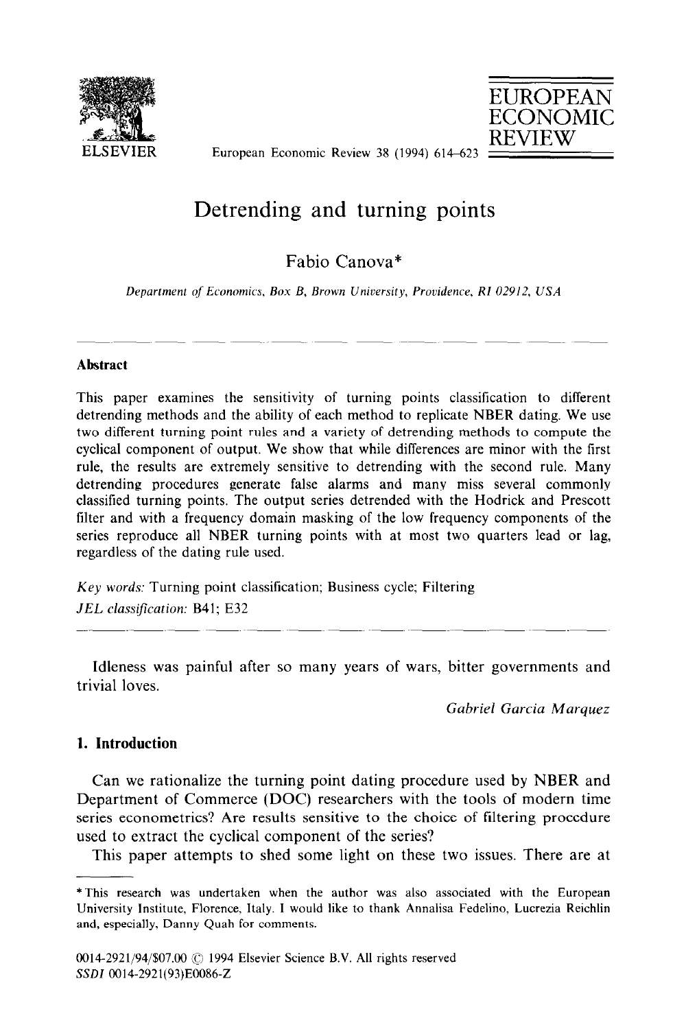# Detrending and turning points

Fabio Canova*

*Department of Economics, Box B, Brown University, Providence, RI 02912, USA*

---

### Abstract

This paper examines the sensitivity of turning points classification to different detrending methods and the ability of each method to replicate NBER dating. We use two different turning point rules and a variety of detrending methods to compute the cyclical component of output. We show that while differences are minor with the first rule, the results are extremely sensitive to detrending with the second rule. Many detrending procedures generate false alarms and many miss several commonly classified turning points. The output series detrended with the Hodrick and Prescott filter and with a frequency domain masking of the low frequency components of the series reproduce all NBER turning points with at most two quarters lead or lag, regardless of the dating rule used.

*Key words:* Turning point classification; Business cycle; Filtering

*JEL classification:* B41; E32

---

Idleness was painful after so many years of wars, bitter governments and trivial loves.

*Gabriel Garcia Marquez*

## 1. Introduction

Can we rationalize the turning point dating procedure used by NBER and Department of Commerce (DOC) researchers with the tools of modern time series econometrics? Are results sensitive to the choice of filtering procedure used to extract the cyclical component of the series?

This paper attempts to shed some light on these two issues. There are at

---

* This research was undertaken when the author was also associated with the European University Institute, Florence, Italy. I would like to thank Annalisa Fedelino, Lucrezia Reichlin and, especially, Danny Quah for comments.

0014-2921/94/$07.00 © 1994 Elsevier Science B.V. All rights reserved
SSDI 0014-2921(93)E0086-Z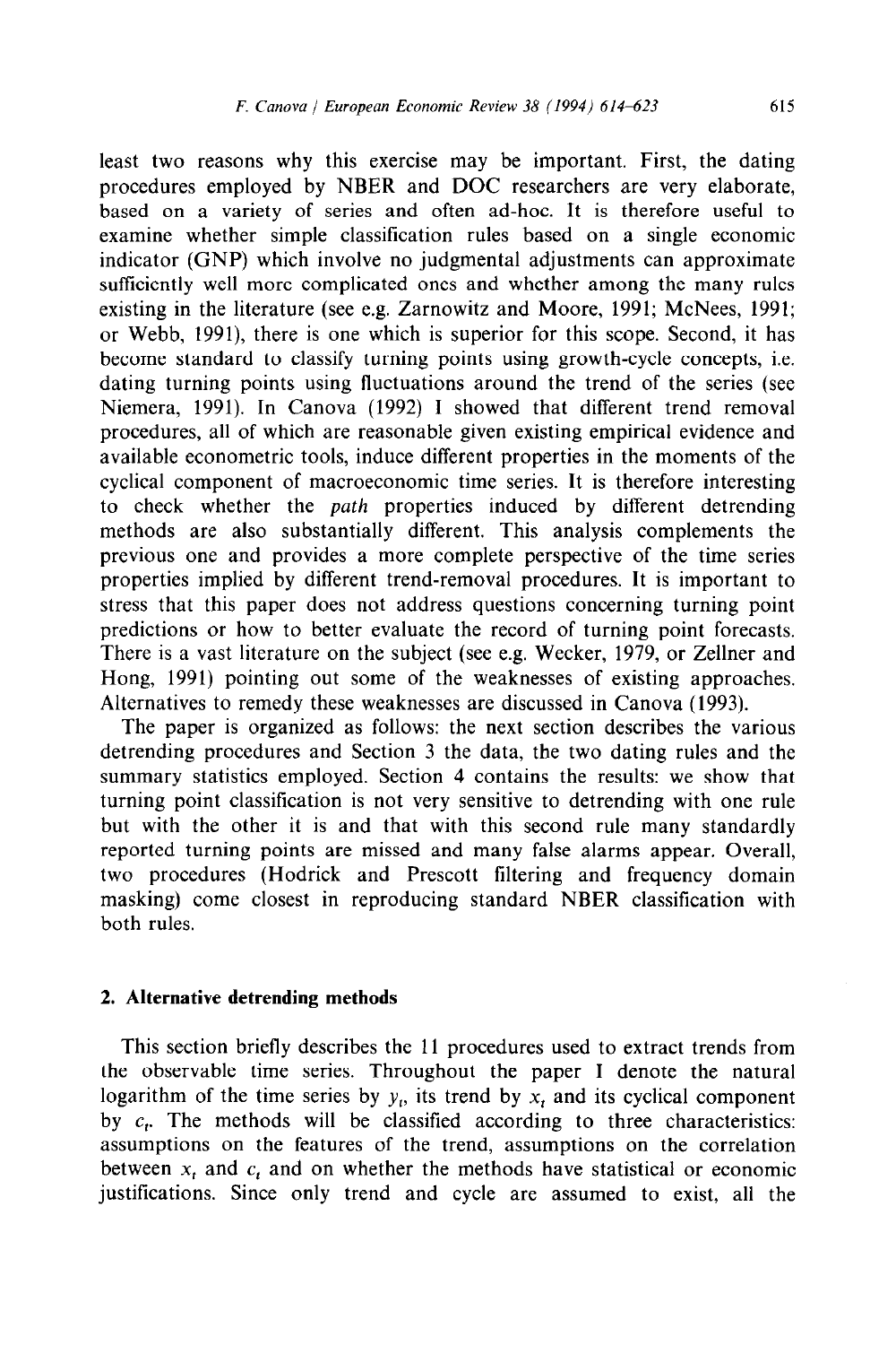least two reasons why this exercise may be important. First, the dating procedures employed by NBER and DOC researchers are very elaborate, based on a variety of series and often ad-hoc. It is therefore useful to examine whether simple classification rules based on a single economic indicator (GNP) which involve no judgmental adjustments can approximate sufficiently well more complicated ones and whether among the many rules existing in the literature (see e.g. Zarnowitz and Moore, 1991; McNees, 1991; or Webb, 1991), there is one which is superior for this scope. Second, it has become standard to classify turning points using growth-cycle concepts, i.e. dating turning points using fluctuations around the trend of the series (see Niemera, 1991). In Canova (1992) I showed that different trend removal procedures, all of which are reasonable given existing empirical evidence and available econometric tools, induce different properties in the moments of the cyclical component of macroeconomic time series. It is therefore interesting to check whether the *path* properties induced by different detrending methods are also substantially different. This analysis complements the previous one and provides a more complete perspective of the time series properties implied by different trend-removal procedures. It is important to stress that this paper does not address questions concerning turning point predictions or how to better evaluate the record of turning point forecasts. There is a vast literature on the subject (see e.g. Wecker, 1979, or Zellner and Hong, 1991) pointing out some of the weaknesses of existing approaches. Alternatives to remedy these weaknesses are discussed in Canova (1993).

The paper is organized as follows: the next section describes the various detrending procedures and Section 3 the data, the two dating rules and the summary statistics employed. Section 4 contains the results: we show that turning point classification is not very sensitive to detrending with one rule but with the other it is and that with this second rule many standardly reported turning points are missed and many false alarms appear. Overall, two procedures (Hodrick and Prescott filtering and frequency domain masking) come closest in reproducing standard NBER classification with both rules.

## 2. Alternative detrending methods

This section briefly describes the 11 procedures used to extract trends from the observable time series. Throughout the paper I denote the natural logarithm of the time series by $y_t$, its trend by $x_t$ and its cyclical component by $c_t$. The methods will be classified according to three characteristics: assumptions on the features of the trend, assumptions on the correlation between $x_t$ and $c_t$ and on whether the methods have statistical or economic justifications. Since only trend and cycle are assumed to exist, all the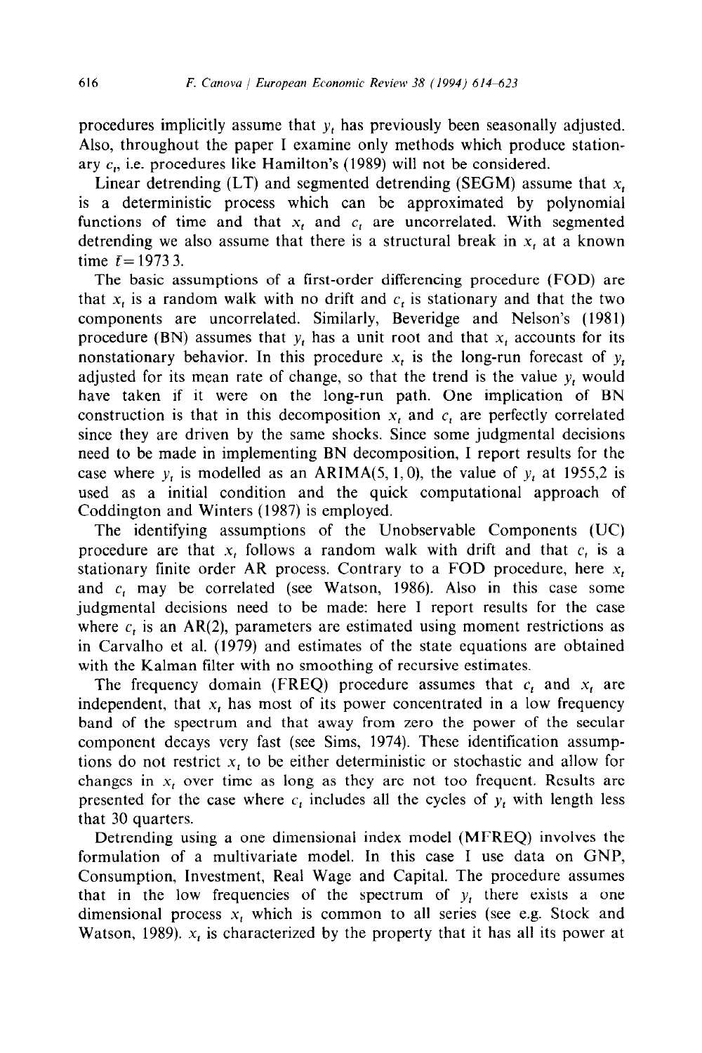procedures implicitly assume that $y_t$ has previously been seasonally adjusted. Also, throughout the paper I examine only methods which produce stationary $c_t$, i.e. procedures like Hamilton's (1989) will not be considered.

Linear detrending (LT) and segmented detrending (SEGM) assume that $x_t$ is a deterministic process which can be approximated by polynomial functions of time and that $x_t$ and $c_t$ are uncorrelated. With segmented detrending we also assume that there is a structural break in $x_t$ at a known time $\bar{t} = 1973\,3$.

The basic assumptions of a first-order differencing procedure (FOD) are that $x_t$ is a random walk with no drift and $c_t$ is stationary and that the two components are uncorrelated. Similarly, Beveridge and Nelson's (1981) procedure (BN) assumes that $y_t$ has a unit root and that $x_t$ accounts for its nonstationary behavior. In this procedure $x_t$ is the long-run forecast of $y_t$ adjusted for its mean rate of change, so that the trend is the value $y_t$ would have taken if it were on the long-run path. One implication of BN construction is that in this decomposition $x_t$ and $c_t$ are perfectly correlated since they are driven by the same shocks. Since some judgmental decisions need to be made in implementing BN decomposition, I report results for the case where $y_t$ is modelled as an ARIMA(5, 1, 0), the value of $y_t$ at 1955,2 is used as a initial condition and the quick computational approach of Coddington and Winters (1987) is employed.

The identifying assumptions of the Unobservable Components (UC) procedure are that $x_t$ follows a random walk with drift and that $c_t$ is a stationary finite order AR process. Contrary to a FOD procedure, here $x_t$ and $c_t$ may be correlated (see Watson, 1986). Also in this case some judgmental decisions need to be made: here I report results for the case where $c_t$ is an AR(2), parameters are estimated using moment restrictions as in Carvalho et al. (1979) and estimates of the state equations are obtained with the Kalman filter with no smoothing of recursive estimates.

The frequency domain (FREQ) procedure assumes that $c_t$ and $x_t$ are independent, that $x_t$ has most of its power concentrated in a low frequency band of the spectrum and that away from zero the power of the secular component decays very fast (see Sims, 1974). These identification assumptions do not restrict $x_t$ to be either deterministic or stochastic and allow for changes in $x_t$ over time as long as they are not too frequent. Results are presented for the case where $c_t$ includes all the cycles of $y_t$ with length less that 30 quarters.

Detrending using a one dimensional index model (MFREQ) involves the formulation of a multivariate model. In this case I use data on GNP, Consumption, Investment, Real Wage and Capital. The procedure assumes that in the low frequencies of the spectrum of $y_t$ there exists a one dimensional process $x_t$ which is common to all series (see e.g. Stock and Watson, 1989). $x_t$ is characterized by the property that it has all its power at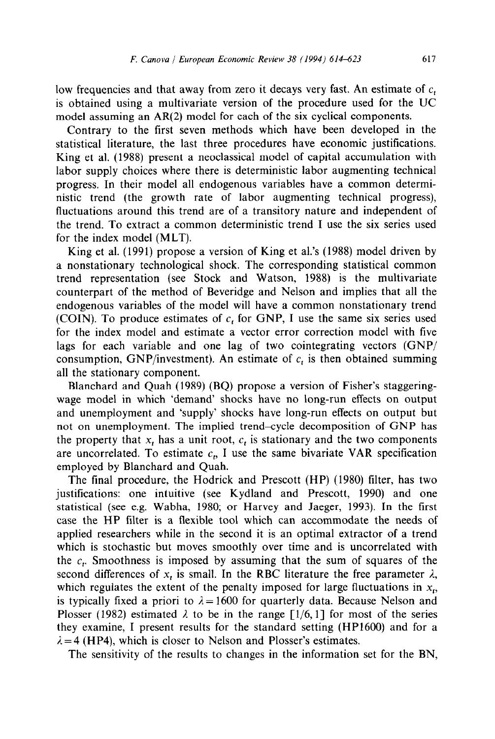low frequencies and that away from zero it decays very fast. An estimate of $c_t$ is obtained using a multivariate version of the procedure used for the UC model assuming an AR(2) model for each of the six cyclical components.

Contrary to the first seven methods which have been developed in the statistical literature, the last three procedures have economic justifications. King et al. (1988) present a neoclassical model of capital accumulation with labor supply choices where there is deterministic labor augmenting technical progress. In their model all endogenous variables have a common deterministic trend (the growth rate of labor augmenting technical progress), fluctuations around this trend are of a transitory nature and independent of the trend. To extract a common deterministic trend I use the six series used for the index model (MLT).

King et al. (1991) propose a version of King et al.'s (1988) model driven by a nonstationary technological shock. The corresponding statistical common trend representation (see Stock and Watson, 1988) is the multivariate counterpart of the method of Beveridge and Nelson and implies that all the endogenous variables of the model will have a common nonstationary trend (COIN). To produce estimates of $c_t$ for GNP, I use the same six series used for the index model and estimate a vector error correction model with five lags for each variable and one lag of two cointegrating vectors (GNP/consumption, GNP/investment). An estimate of $c_t$ is then obtained summing all the stationary component.

Blanchard and Quah (1989) (BQ) propose a version of Fisher's staggering-wage model in which 'demand' shocks have no long-run effects on output and unemployment and 'supply' shocks have long-run effects on output but not on unemployment. The implied trend–cycle decomposition of GNP has the property that $x_t$ has a unit root, $c_t$ is stationary and the two components are uncorrelated. To estimate $c_t$, I use the same bivariate VAR specification employed by Blanchard and Quah.

The final procedure, the Hodrick and Prescott (HP) (1980) filter, has two justifications: one intuitive (see Kydland and Prescott, 1990) and one statistical (see e.g. Wabha, 1980; or Harvey and Jaeger, 1993). In the first case the HP filter is a flexible tool which can accommodate the needs of applied researchers while in the second it is an optimal extractor of a trend which is stochastic but moves smoothly over time and is uncorrelated with the $c_t$. Smoothness is imposed by assuming that the sum of squares of the second differences of $x_t$ is small. In the RBC literature the free parameter $\lambda$, which regulates the extent of the penalty imposed for large fluctuations in $x_t$, is typically fixed a priori to $\lambda = 1600$ for quarterly data. Because Nelson and Plosser (1982) estimated $\lambda$ to be in the range $[1/6, 1]$ for most of the series they examine, I present results for the standard setting (HP1600) and for a $\lambda = 4$ (HP4), which is closer to Nelson and Plosser's estimates.

The sensitivity of the results to changes in the information set for the BN,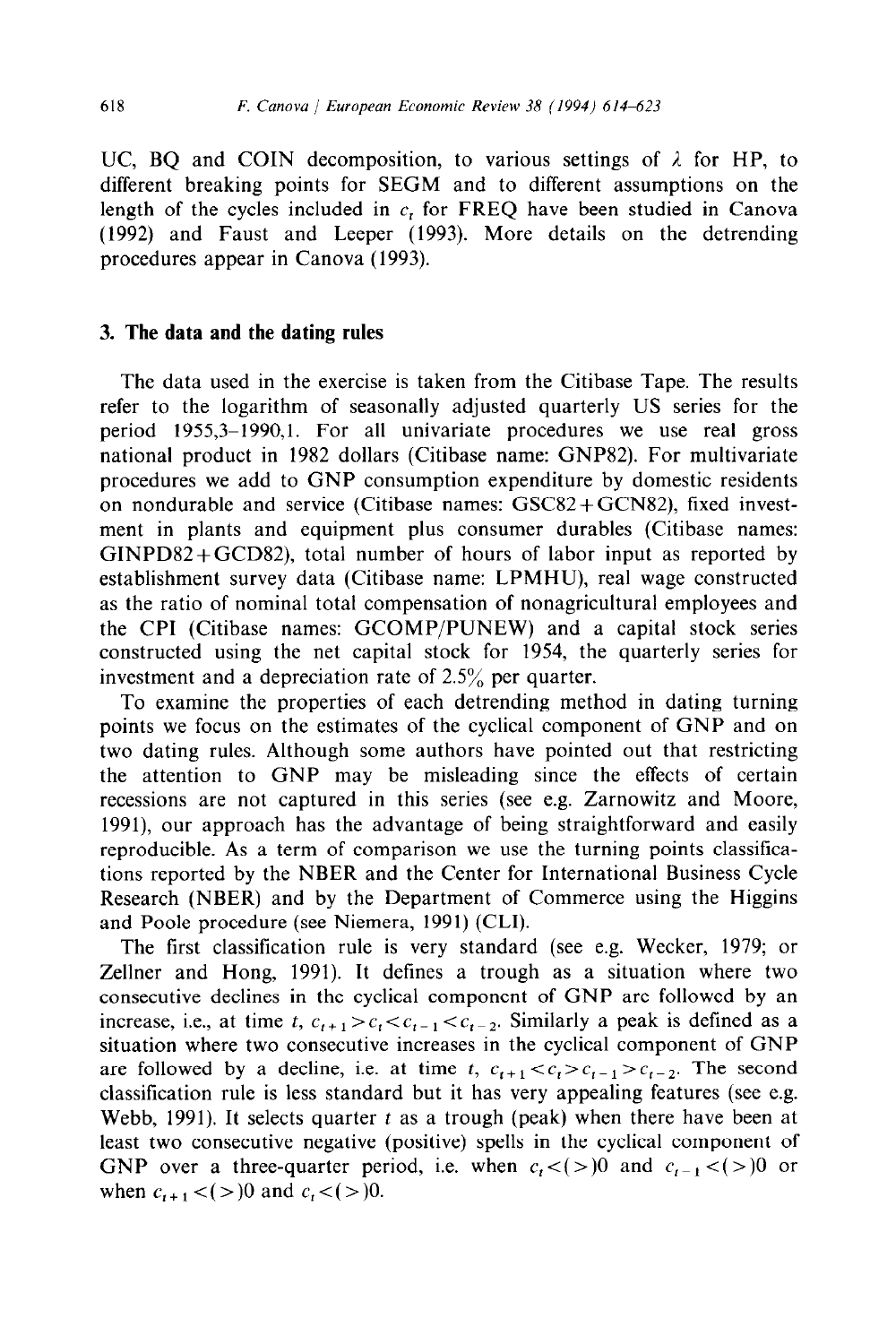UC, BQ and COIN decomposition, to various settings of $\lambda$ for HP, to different breaking points for SEGM and to different assumptions on the length of the cycles included in $c_t$ for FREQ have been studied in Canova (1992) and Faust and Leeper (1993). More details on the detrending procedures appear in Canova (1993).

## 3. The data and the dating rules

The data used in the exercise is taken from the Citibase Tape. The results refer to the logarithm of seasonally adjusted quarterly US series for the period 1955,3–1990,1. For all univariate procedures we use real gross national product in 1982 dollars (Citibase name: GNP82). For multivariate procedures we add to GNP consumption expenditure by domestic residents on nondurable and service (Citibase names: GSC82+GCN82), fixed investment in plants and equipment plus consumer durables (Citibase names: GINPD82+GCD82), total number of hours of labor input as reported by establishment survey data (Citibase name: LPMHU), real wage constructed as the ratio of nominal total compensation of nonagricultural employees and the CPI (Citibase names: GCOMP/PUNEW) and a capital stock series constructed using the net capital stock for 1954, the quarterly series for investment and a depreciation rate of 2.5% per quarter.

To examine the properties of each detrending method in dating turning points we focus on the estimates of the cyclical component of GNP and on two dating rules. Although some authors have pointed out that restricting the attention to GNP may be misleading since the effects of certain recessions are not captured in this series (see e.g. Zarnowitz and Moore, 1991), our approach has the advantage of being straightforward and easily reproducible. As a term of comparison we use the turning points classifications reported by the NBER and the Center for International Business Cycle Research (NBER) and by the Department of Commerce using the Higgins and Poole procedure (see Niemera, 1991) (CLI).

The first classification rule is very standard (see e.g. Wecker, 1979; or Zellner and Hong, 1991). It defines a trough as a situation where two consecutive declines in the cyclical component of GNP are followed by an increase, i.e., at time $t$, $c_{t+1} > c_t < c_{t-1} < c_{t-2}$. Similarly a peak is defined as a situation where two consecutive increases in the cyclical component of GNP are followed by a decline, i.e. at time $t$, $c_{t+1} < c_t > c_{t-1} > c_{t-2}$. The second classification rule is less standard but it has very appealing features (see e.g. Webb, 1991). It selects quarter $t$ as a trough (peak) when there have been at least two consecutive negative (positive) spells in the cyclical component of GNP over a three-quarter period, i.e. when $c_t <(>) 0$ and $c_{t-1} <(>) 0$ or when $c_{t+1} <(>) 0$ and $c_t <(>) 0$.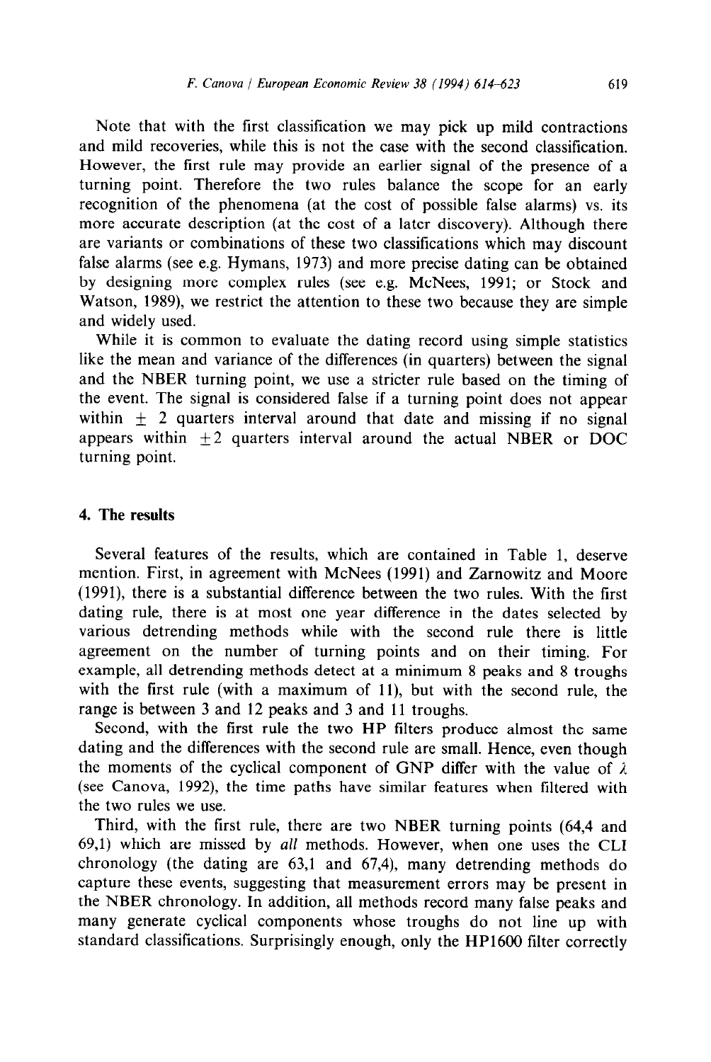Note that with the first classification we may pick up mild contractions and mild recoveries, while this is not the case with the second classification. However, the first rule may provide an earlier signal of the presence of a turning point. Therefore the two rules balance the scope for an early recognition of the phenomena (at the cost of possible false alarms) vs. its more accurate description (at the cost of a later discovery). Although there are variants or combinations of these two classifications which may discount false alarms (see e.g. Hymans, 1973) and more precise dating can be obtained by designing more complex rules (see e.g. McNees, 1991; or Stock and Watson, 1989), we restrict the attention to these two because they are simple and widely used.

While it is common to evaluate the dating record using simple statistics like the mean and variance of the differences (in quarters) between the signal and the NBER turning point, we use a stricter rule based on the timing of the event. The signal is considered false if a turning point does not appear within $\pm$ 2 quarters interval around that date and missing if no signal appears within $\pm 2$ quarters interval around the actual NBER or DOC turning point.

## 4. The results

Several features of the results, which are contained in Table 1, deserve mention. First, in agreement with McNees (1991) and Zarnowitz and Moore (1991), there is a substantial difference between the two rules. With the first dating rule, there is at most one year difference in the dates selected by various detrending methods while with the second rule there is little agreement on the number of turning points and on their timing. For example, all detrending methods detect at a minimum 8 peaks and 8 troughs with the first rule (with a maximum of 11), but with the second rule, the range is between 3 and 12 peaks and 3 and 11 troughs.

Second, with the first rule the two HP filters produce almost the same dating and the differences with the second rule are small. Hence, even though the moments of the cyclical component of GNP differ with the value of $\lambda$ (see Canova, 1992), the time paths have similar features when filtered with the two rules we use.

Third, with the first rule, there are two NBER turning points (64,4 and 69,1) which are missed by *all* methods. However, when one uses the CLI chronology (the dating are 63,1 and 67,4), many detrending methods do capture these events, suggesting that measurement errors may be present in the NBER chronology. In addition, all methods record many false peaks and many generate cyclical components whose troughs do not line up with standard classifications. Surprisingly enough, only the HP1600 filter correctly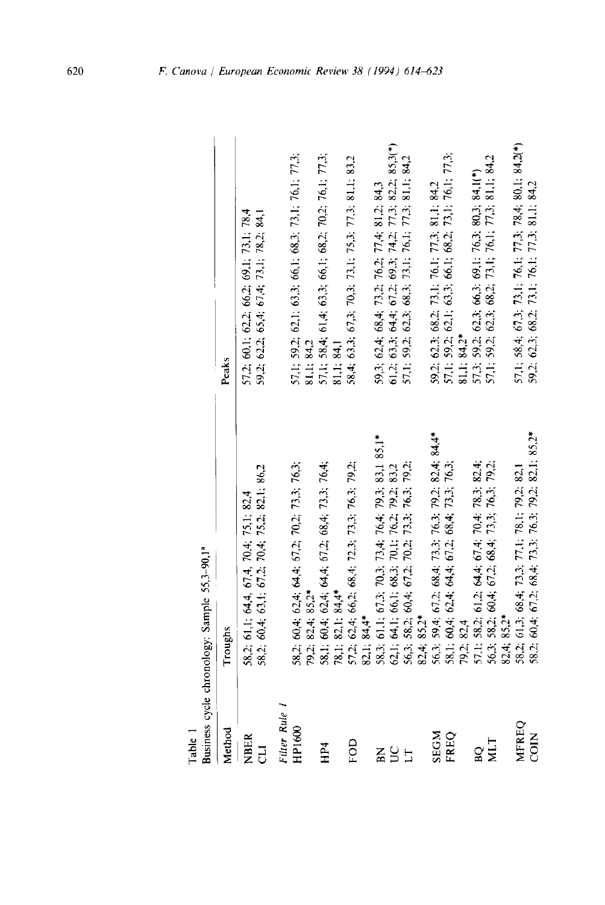Table 1

Business cycle chronology: Sample 55,3–90,1[a]

| Method | Troughs | Peaks |
| --- | --- | --- |
| NBER | 58,2; 61,1; 64,4; 67,4; 70,4; 75,1; 82,4 | 57,2; 60,1; 62,2; 66,2; 69,1; 73,1; 78,4 |
| CLI | 58,2; 60,4; 63,1; 67,2; 70,4; 75,2; 82,1; 86,2 | 59,2; 62,2; 65,4; 67,4; 73,1; 78,2; 84,1 |
| *Filter Rule 1* | | |
| HP1600 | 58,2; 60,4; 62,4; 64,4; 67,2; 70,2; 73,3; 76,3; 79,2; 82,4; 85,2* | 57,1; 59,2; 62,1; 63,3; 66,1; 68,3; 73,1; 76,1; 77,3; 81,1; 84,2 |
| HP4 | 58,1; 60,4; 62,4; 64,4; 67,2; 68,4; 73,3; 76,4; 78,1; 82,1; 84,4* | 57,1; 58,4; 61,4; 63,3; 66,1; 68,2; 70,2; 76,1; 77,3; 81,1; 84,1 |
| FOD | 57,2; 62,4; 66,2; 68,4; 72,3; 73,3; 76,3; 79,2; 82,1; 84,4* | 58,4; 63,3; 67,3; 70,3; 73,1; 75,3; 77,3; 81,1; 83,2 |
| BN | 58,3; 61,1; 67,3; 70,3; 73,4; 76,4; 79,3; 83,1 85,1* | 59,3; 62,4; 68,4; 73,2; 76,2; 77,4; 81,2; 84,3 |
| UC | 62,1; 64,1; 66,1; 68,3; 70,1; 76,2; 79,2; 83,2 | 61,2; 63,3; 64,4; 67,2; 69,3; 74,2; 77,3; 82,2; 85,3(*) |
| LT | 56,3; 58,2; 60,4; 67,2; 70,2; 73,3; 76,3; 79,2; 82,4; 85,2* | 57,1; 59,2; 62,3; 68,3; 73,1; 76,1; 77,3; 81,1; 84,2 |
| SEGM | 56,3; 59,4; 67,2; 68,4; 73,3; 76,3; 79,2; 82,4; 84,4* | 59,2; 62,3; 68,2; 73,1; 76,1; 77,3; 81,1; 84,2 |
| FREQ | 58,1; 60,4; 62,4; 64,4; 67,2; 68,4; 73,3; 76,3; 79,2; 82,4 | 57,1; 59,2; 62,1; 63,3; 66,1; 68,2; 73,1; 76,1; 77,3; 81,1; 84,2* |
| BQ | 57,1; 58,2; 61,2; 64,4; 67,4; 70,4; 78,3; 82,4; | 57,3; 59,2; 62,3; 66,3; 69,1; 76,3; 80,3; 84,1(*) |
| MLT | 56,3; 58,2; 60,4; 67,2; 68,4; 73,3; 76,3; 79,2; 82,4; 85,2* | 57,1; 59,2; 62,3; 68,2; 73,1; 76,1; 77,3; 81,1; 84,2 |
| MFREQ | 58,2; 61,3; 68,4; 73,3; 77,1; 78,1; 79,2; 82,1 | 57,1; 58,4; 67,3; 73,1; 76,1; 77,3; 78,4; 80,1; 84,2(*) |
| COIN | 58,2; 60,4; 67,2; 68,4; 73,3; 76,3; 79,2; 82,1; 85,2* | 59,2; 62,3; 68,2; 73,1; 76,1; 77,3; 81,1; 84,2 |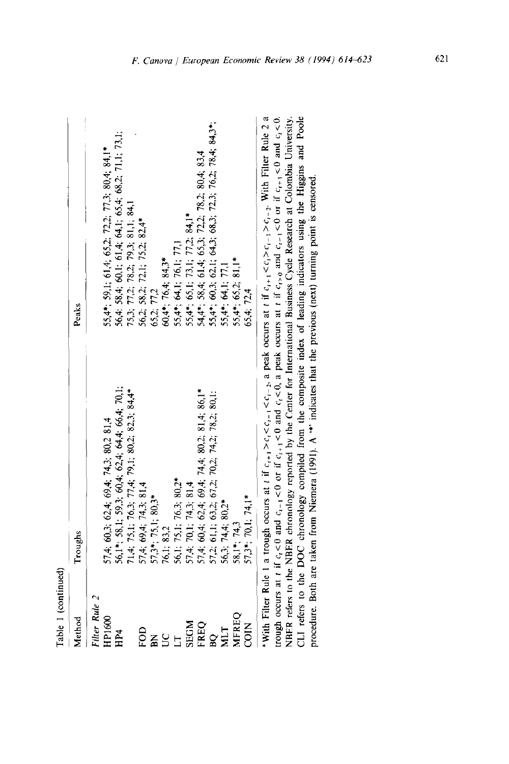Table 1 (continued)

| Method | Troughs | Peaks |
|---|---|---|
| *Filter Rule 2* | | |
| HP1600 | 57,4; 60,3; 62,4; 69,4; 74,3; 80,2 81,4 | 55,4*; 59,1; 61,4; 65,2; 72,2; 77,3; 80,4; 84,1* |
| HP4 | 56,1*; 58,1; 59,3; 60,4; 62,4; 64,4; 66,4; 70,1; 71,4; 75,1; 76,3; 77,4; 79,1; 80,2; 82,3; 84,4* | 56,4; 58,4; 60,1; 61,4; 64,1; 65,4; 68,2; 71,1; 73,1; 75,3; 77,2; 78,2; 79,3; 81,1; 84,1 |
| FOD | 57,4; 69,4; 74,3; 81,4 | 56,2; 58,2; 72,1; 75,2; 82,4* |
| BN | 57,3*; 75,1; 80,3* | 65,2; 77,2 |
| UC | 76,1; 83,2 | 60,4*; 76,4; 84,3* |
| LT | 56,1; 75,1; 76,3; 80,2* | 55,4*; 64,1; 76,1; 77,1 |
| SEGM | 57,4; 70,1; 74,3; 81,4 | 55,4*; 65,1; 73,1; 77,2; 84,1* |
| FREQ | 57,4; 60,4; 62,4; 69,4; 74,4; 80,2; 81,4; 86,1* | 54,4*; 58,4; 61,4; 65,3; 72,2; 78,2; 80,4; 83,4 |
| BQ | 57,2; 61,1; 63,2; 67,2; 70,2; 74,2; 78,2; 80,1; | 55,4*; 60,3; 62,1; 64,3; 68,3; 72,3; 76,2; 78,4; 84,3*; |
| MLT | 56,3; 74,4; 80,2* | 55,4*; 64,1; 77,1 |
| MFREQ | 58,1*; 74,3 | 55,4*; 65,2; 81,1* |
| COIN | 57,3*; 70,1; 74,1* | 65,4; 72,4 |

[a]With Filter Rule 1 a trough occurs at $t$ if $c_{t+1} > c_t < c_{t-1} < c_{t-2}$, a peak occurs at $t$ if $c_{t+1} < c_t > c_{t-1} > c_{t-2}$. With Filter Rule 2 a trough occurs at $t$ if $c_t < 0$ and $c_{t-1} < 0$ or if $c_{t+1} < 0$ and $c_t < 0$, a peak occurs at $t$ if $c_{t>0}$ and $c_{t-1} < 0$ or if $c_{t+1} < 0$ and $c_t < 0$. NBER refers to the NBER chronology reported by the Center for International Business Cycle Research at Colombia University. CLI refers to the DOC chronology compiled from the composite index of leading indicators using the Higgins and Poole procedure. Both are taken from Niemera (1991). A '*' indicates that the previous (next) turning point is censored.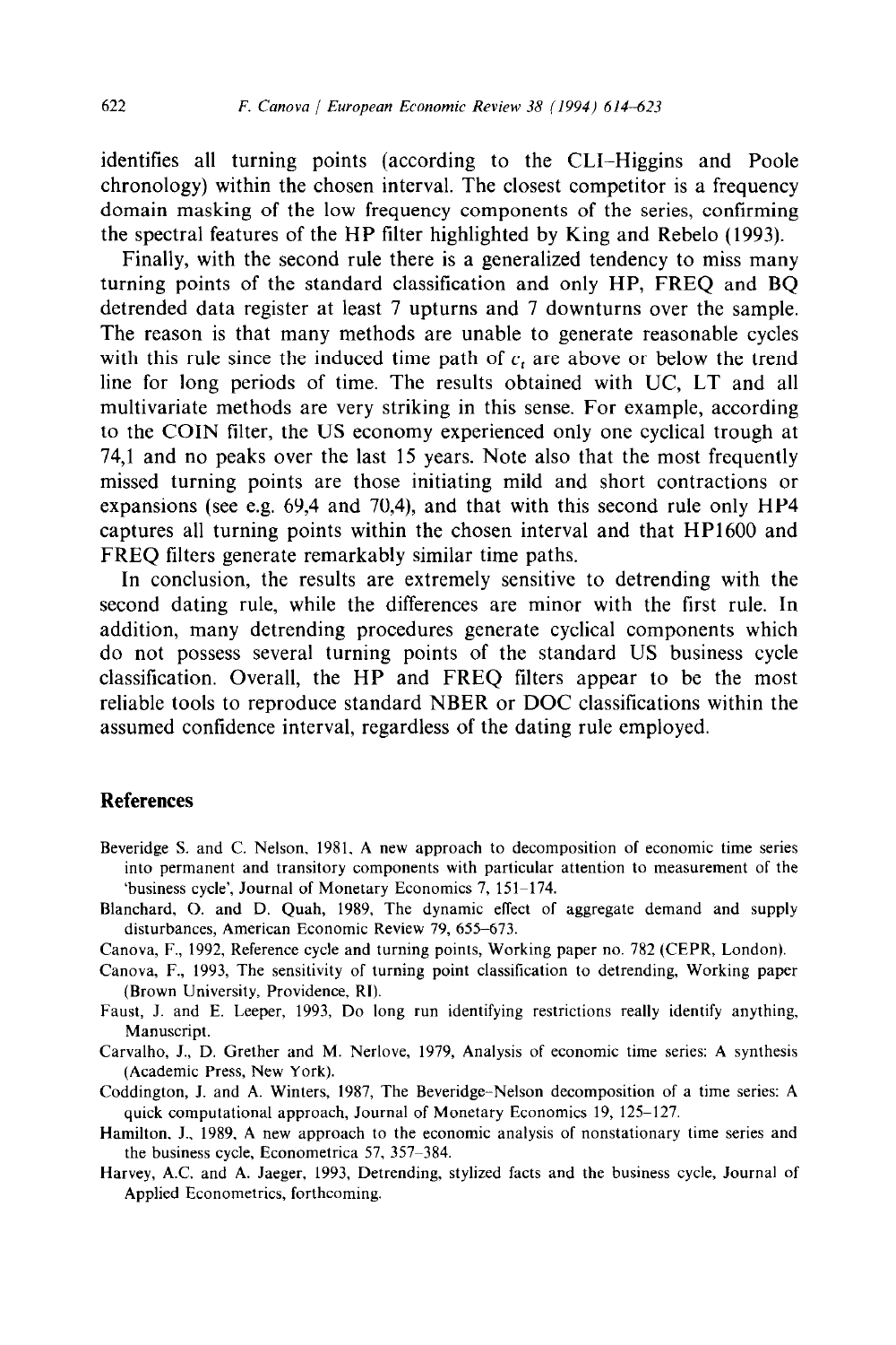identifies all turning points (according to the CLI–Higgins and Poole chronology) within the chosen interval. The closest competitor is a frequency domain masking of the low frequency components of the series, confirming the spectral features of the HP filter highlighted by King and Rebelo (1993).

Finally, with the second rule there is a generalized tendency to miss many turning points of the standard classification and only HP, FREQ and BQ detrended data register at least 7 upturns and 7 downturns over the sample. The reason is that many methods are unable to generate reasonable cycles with this rule since the induced time path of $c_t$ are above or below the trend line for long periods of time. The results obtained with UC, LT and all multivariate methods are very striking in this sense. For example, according to the COIN filter, the US economy experienced only one cyclical trough at 74,1 and no peaks over the last 15 years. Note also that the most frequently missed turning points are those initiating mild and short contractions or expansions (see e.g. 69,4 and 70,4), and that with this second rule only HP4 captures all turning points within the chosen interval and that HP1600 and FREQ filters generate remarkably similar time paths.

In conclusion, the results are extremely sensitive to detrending with the second dating rule, while the differences are minor with the first rule. In addition, many detrending procedures generate cyclical components which do not possess several turning points of the standard US business cycle classification. Overall, the HP and FREQ filters appear to be the most reliable tools to reproduce standard NBER or DOC classifications within the assumed confidence interval, regardless of the dating rule employed.

## References

Beveridge S. and C. Nelson, 1981, A new approach to decomposition of economic time series into permanent and transitory components with particular attention to measurement of the 'business cycle', Journal of Monetary Economics 7, 151–174.

Blanchard, O. and D. Quah, 1989, The dynamic effect of aggregate demand and supply disturbances, American Economic Review 79, 655–673.

Canova, F., 1992, Reference cycle and turning points, Working paper no. 782 (CEPR, London).

Canova, F., 1993, The sensitivity of turning point classification to detrending, Working paper (Brown University, Providence, RI).

Faust, J. and E. Leeper, 1993, Do long run identifying restrictions really identify anything, Manuscript.

Carvalho, J., D. Grether and M. Nerlove, 1979, Analysis of economic time series: A synthesis (Academic Press, New York).

Coddington, J. and A. Winters, 1987, The Beveridge–Nelson decomposition of a time series: A quick computational approach, Journal of Monetary Economics 19, 125–127.

Hamilton, J., 1989, A new approach to the economic analysis of nonstationary time series and the business cycle, Econometrica 57, 357–384.

Harvey, A.C. and A. Jaeger, 1993, Detrending, stylized facts and the business cycle, Journal of Applied Econometrics, forthcoming.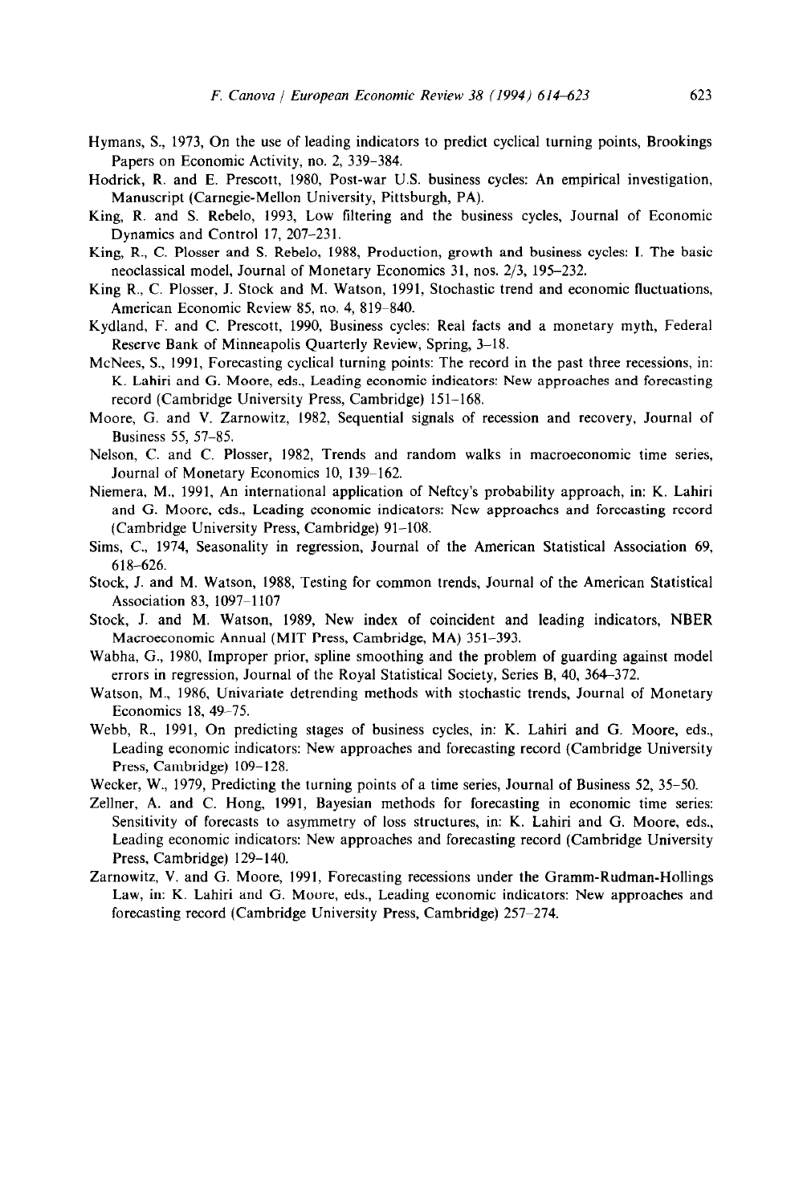Hymans, S., 1973, On the use of leading indicators to predict cyclical turning points, Brookings Papers on Economic Activity, no. 2, 339–384.

Hodrick, R. and E. Prescott, 1980, Post-war U.S. business cycles: An empirical investigation, Manuscript (Carnegie-Mellon University, Pittsburgh, PA).

King, R. and S. Rebelo, 1993, Low filtering and the business cycles, Journal of Economic Dynamics and Control 17, 207–231.

King, R., C. Plosser and S. Rebelo, 1988, Production, growth and business cycles: I. The basic neoclassical model, Journal of Monetary Economics 31, nos. 2/3, 195–232.

King R., C. Plosser, J. Stock and M. Watson, 1991, Stochastic trend and economic fluctuations, American Economic Review 85, no. 4, 819–840.

Kydland, F. and C. Prescott, 1990, Business cycles: Real facts and a monetary myth, Federal Reserve Bank of Minneapolis Quarterly Review, Spring, 3–18.

McNees, S., 1991, Forecasting cyclical turning points: The record in the past three recessions, in: K. Lahiri and G. Moore, eds., Leading economic indicators: New approaches and forecasting record (Cambridge University Press, Cambridge) 151–168.

Moore, G. and V. Zarnowitz, 1982, Sequential signals of recession and recovery, Journal of Business 55, 57–85.

Nelson, C. and C. Plosser, 1982, Trends and random walks in macroeconomic time series, Journal of Monetary Economics 10, 139–162.

Niemera, M., 1991, An international application of Neftcy's probability approach, in: K. Lahiri and G. Moore, eds., Leading economic indicators: New approaches and forecasting record (Cambridge University Press, Cambridge) 91–108.

Sims, C., 1974, Seasonality in regression, Journal of the American Statistical Association 69, 618–626.

Stock, J. and M. Watson, 1988, Testing for common trends, Journal of the American Statistical Association 83, 1097–1107

Stock, J. and M. Watson, 1989, New index of coincident and leading indicators, NBER Macroeconomic Annual (MIT Press, Cambridge, MA) 351–393.

Wabha, G., 1980, Improper prior, spline smoothing and the problem of guarding against model errors in regression, Journal of the Royal Statistical Society, Series B, 40, 364–372.

Watson, M., 1986, Univariate detrending methods with stochastic trends, Journal of Monetary Economics 18, 49–75.

Webb, R., 1991, On predicting stages of business cycles, in: K. Lahiri and G. Moore, eds., Leading economic indicators: New approaches and forecasting record (Cambridge University Press, Cambridge) 109–128.

Wecker, W., 1979, Predicting the turning points of a time series, Journal of Business 52, 35–50.

Zellner, A. and C. Hong, 1991, Bayesian methods for forecasting in economic time series: Sensitivity of forecasts to asymmetry of loss structures, in: K. Lahiri and G. Moore, eds., Leading economic indicators: New approaches and forecasting record (Cambridge University Press, Cambridge) 129–140.

Zarnowitz, V. and G. Moore, 1991, Forecasting recessions under the Gramm-Rudman-Hollings Law, in: K. Lahiri and G. Moore, eds., Leading economic indicators: New approaches and forecasting record (Cambridge University Press, Cambridge) 257–274.